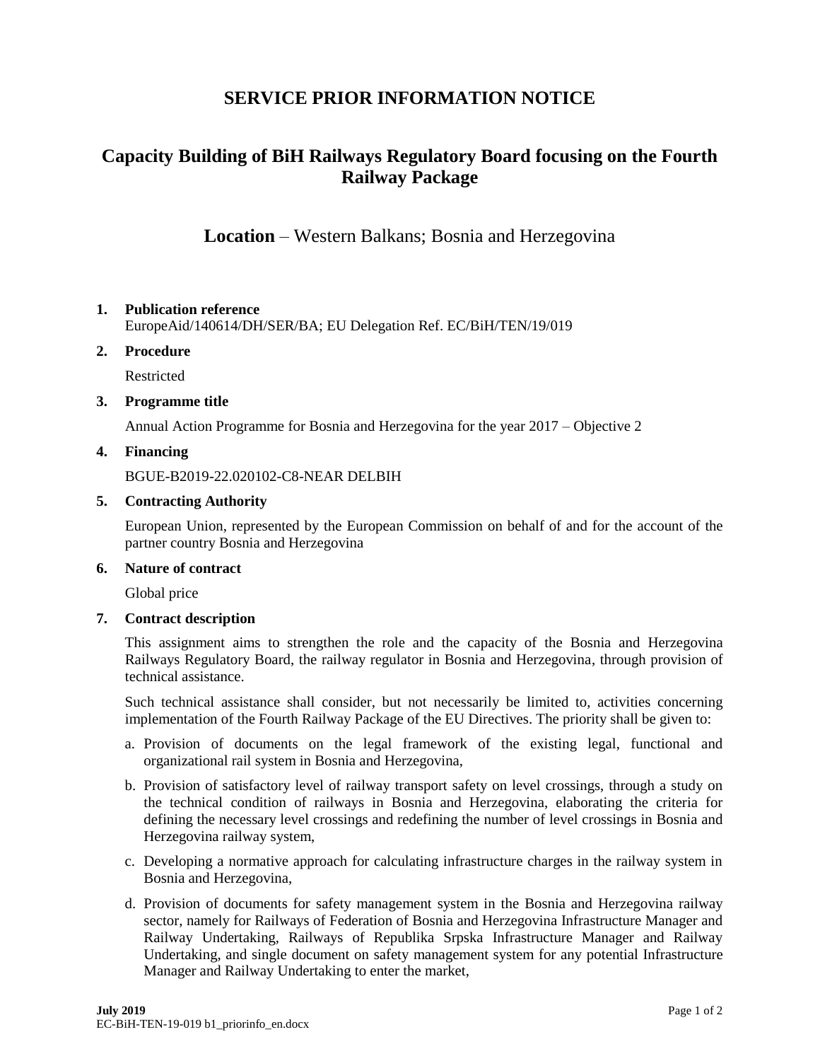# SERVICE PRIOR INFORMATION NOTICE

## Capacity Building of BiH Railways Regulatory Board focusing on the Fourth Railway Package

### **Location** – Western Balkans; Bosnia and Herzegovina

1. **Publication reference**

   EuropeAid/140614/DH/SER/BA; EU Delegation Ref. EC/BiH/TEN/19/019

2. **Procedure**

   Restricted

3. **Programme title**

   Annual Action Programme for Bosnia and Herzegovina for the year 2017 – Objective 2

4. **Financing**

   BGUE-B2019-22.020102-C8-NEAR DELBIH

5. **Contracting Authority**

   European Union, represented by the European Commission on behalf of and for the account of the partner country Bosnia and Herzegovina

6. **Nature of contract**

   Global price

7. **Contract description**

   This assignment aims to strengthen the role and the capacity of the Bosnia and Herzegovina Railways Regulatory Board, the railway regulator in Bosnia and Herzegovina, through provision of technical assistance.

   Such technical assistance shall consider, but not necessarily be limited to, activities concerning implementation of the Fourth Railway Package of the EU Directives. The priority shall be given to:

   a. Provision of documents on the legal framework of the existing legal, functional and organizational rail system in Bosnia and Herzegovina,

   b. Provision of satisfactory level of railway transport safety on level crossings, through a study on the technical condition of railways in Bosnia and Herzegovina, elaborating the criteria for defining the necessary level crossings and redefining the number of level crossings in Bosnia and Herzegovina railway system,

   c. Developing a normative approach for calculating infrastructure charges in the railway system in Bosnia and Herzegovina,

   d. Provision of documents for safety management system in the Bosnia and Herzegovina railway sector, namely for Railways of Federation of Bosnia and Herzegovina Infrastructure Manager and Railway Undertaking, Railways of Republika Srpska Infrastructure Manager and Railway Undertaking, and single document on safety management system for any potential Infrastructure Manager and Railway Undertaking to enter the market,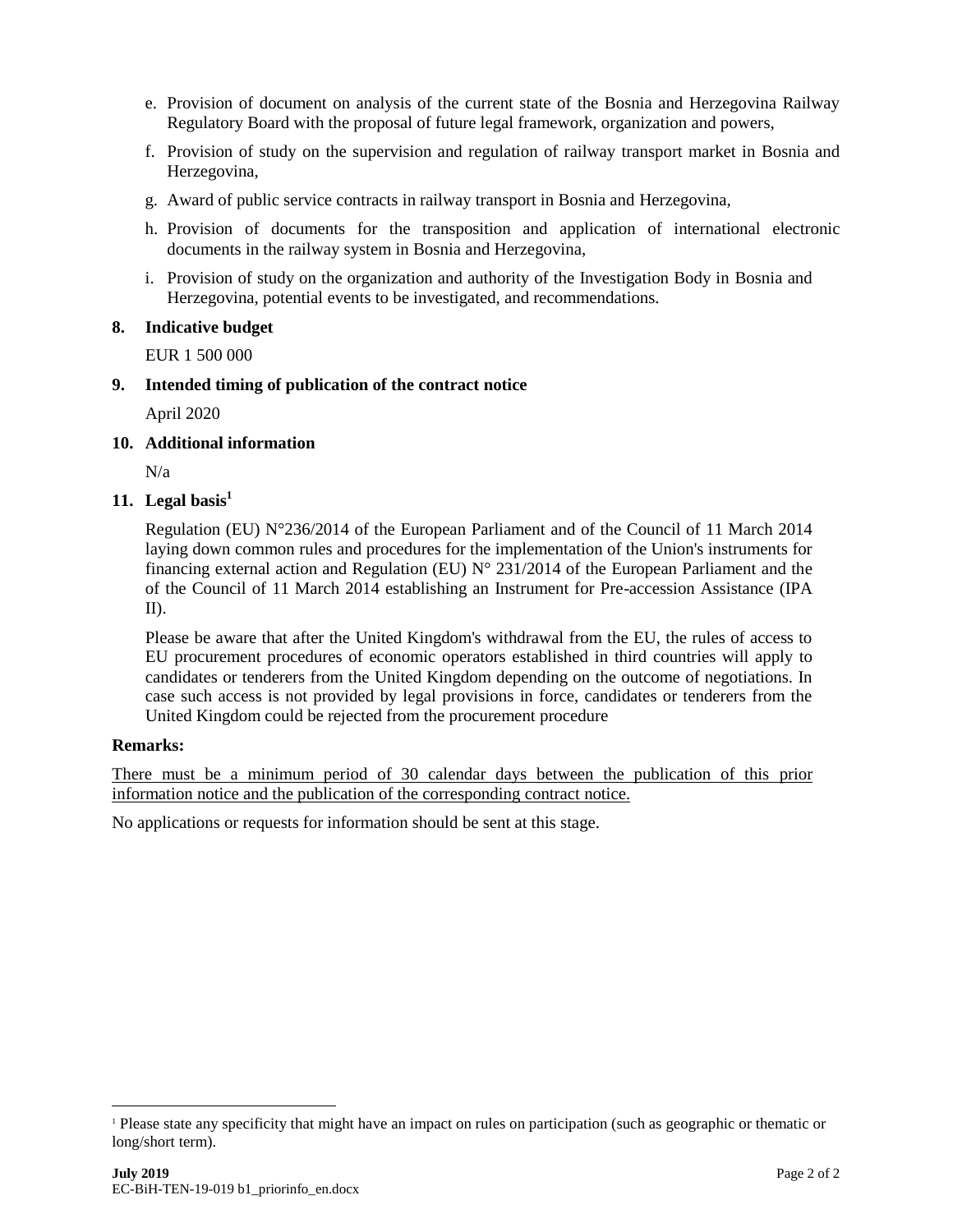e. Provision of document on analysis of the current state of the Bosnia and Herzegovina Railway Regulatory Board with the proposal of future legal framework, organization and powers,

f. Provision of study on the supervision and regulation of railway transport market in Bosnia and Herzegovina,

g. Award of public service contracts in railway transport in Bosnia and Herzegovina,

h. Provision of documents for the transposition and application of international electronic documents in the railway system in Bosnia and Herzegovina,

i. Provision of study on the organization and authority of the Investigation Body in Bosnia and Herzegovina, potential events to be investigated, and recommendations.

**8. Indicative budget**

EUR 1 500 000

**9. Intended timing of publication of the contract notice**

April 2020

**10. Additional information**

N/a

**11. Legal basis[1]**

Regulation (EU) N°236/2014 of the European Parliament and of the Council of 11 March 2014 laying down common rules and procedures for the implementation of the Union's instruments for financing external action and Regulation (EU) N° 231/2014 of the European Parliament and the of the Council of 11 March 2014 establishing an Instrument for Pre-accession Assistance (IPA II).

Please be aware that after the United Kingdom's withdrawal from the EU, the rules of access to EU procurement procedures of economic operators established in third countries will apply to candidates or tenderers from the United Kingdom depending on the outcome of negotiations. In case such access is not provided by legal provisions in force, candidates or tenderers from the United Kingdom could be rejected from the procurement procedure

**Remarks:**

<u>There must be a minimum period of 30 calendar days between the publication of this prior information notice and the publication of the corresponding contract notice.</u>

No applications or requests for information should be sent at this stage.

[1] Please state any specificity that might have an impact on rules on participation (such as geographic or thematic or long/short term).

**July 2019**
EC-BiH-TEN-19-019 b1_priorinfo_en.docx